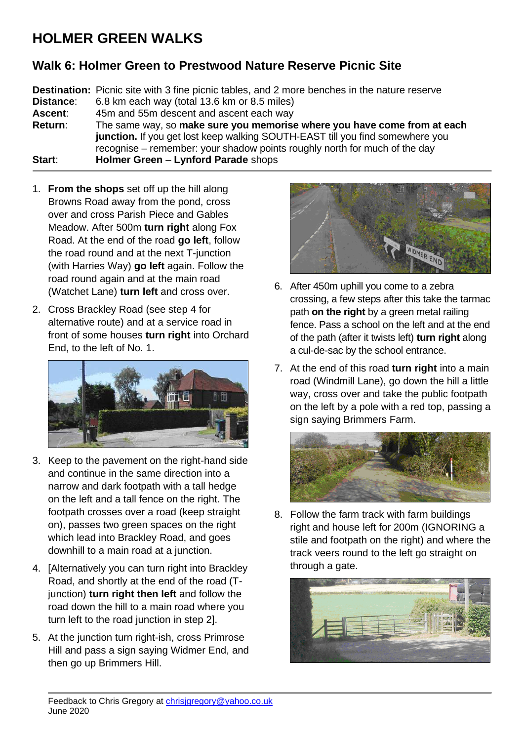# HOLMER GREEN WALKS

## Walk 6: Holmer Green to Prestwood Nature Reserve Picnic Site

**Destination:** Picnic site with 3 fine picnic tables, and 2 more benches in the nature reserve
**Distance**: 6.8 km each way (total 13.6 km or 8.5 miles)
**Ascent**: 45m and 55m descent and ascent each way
**Return**: The same way, so **make sure you memorise where you have come from at each junction.** If you get lost keep walking SOUTH-EAST till you find somewhere you recognise – remember: your shadow points roughly north for much of the day
**Start**: **Holmer Green** – **Lynford Parade** shops

1. **From the shops** set off up the hill along Browns Road away from the pond, cross over and cross Parish Piece and Gables Meadow. After 500m **turn right** along Fox Road. At the end of the road **go left**, follow the road round and at the next T-junction (with Harries Way) **go left** again. Follow the road round again and at the main road (Watchet Lane) **turn left** and cross over.
2. Cross Brackley Road (see step 4 for alternative route) and at a service road in front of some houses **turn right** into Orchard End, to the left of No. 1.
3. Keep to the pavement on the right-hand side and continue in the same direction into a narrow and dark footpath with a tall hedge on the left and a tall fence on the right. The footpath crosses over a road (keep straight on), passes two green spaces on the right which lead into Brackley Road, and goes downhill to a main road at a junction.
4. [Alternatively you can turn right into Brackley Road, and shortly at the end of the road (T-junction) **turn right then left** and follow the road down the hill to a main road where you turn left to the road junction in step 2].
5. At the junction turn right-ish, cross Primrose Hill and pass a sign saying Widmer End, and then go up Brimmers Hill.
6. After 450m uphill you come to a zebra crossing, a few steps after this take the tarmac path **on the right** by a green metal railing fence. Pass a school on the left and at the end of the path (after it twists left) **turn right** along a cul-de-sac by the school entrance.
7. At the end of this road **turn right** into a main road (Windmill Lane), go down the hill a little way, cross over and take the public footpath on the left by a pole with a red top, passing a sign saying Brimmers Farm.
8. Follow the farm track with farm buildings right and house left for 200m (IGNORING a stile and footpath on the right) and where the track veers round to the left go straight on through a gate.

Feedback to Chris Gregory at chrisjgregory@yahoo.co.uk
June 2020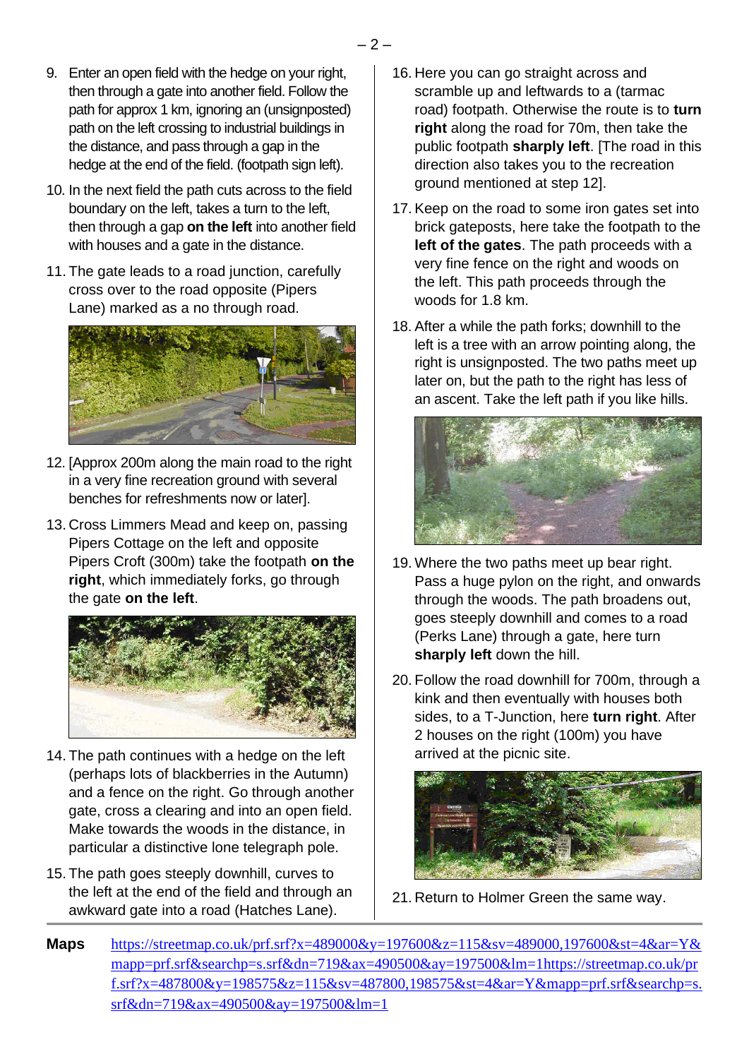9. Enter an open field with the hedge on your right, then through a gate into another field. Follow the path for approx 1 km, ignoring an (unsignposted) path on the left crossing to industrial buildings in the distance, and pass through a gap in the hedge at the end of the field. (footpath sign left).

10. In the next field the path cuts across to the field boundary on the left, takes a turn to the left, then through a gap **on the left** into another field with houses and a gate in the distance.

11. The gate leads to a road junction, carefully cross over to the road opposite (Pipers Lane) marked as a no through road.

12. [Approx 200m along the main road to the right in a very fine recreation ground with several benches for refreshments now or later].

13. Cross Limmers Mead and keep on, passing Pipers Cottage on the left and opposite Pipers Croft (300m) take the footpath **on the right**, which immediately forks, go through the gate **on the left**.

14. The path continues with a hedge on the left (perhaps lots of blackberries in the Autumn) and a fence on the right. Go through another gate, cross a clearing and into an open field. Make towards the woods in the distance, in particular a distinctive lone telegraph pole.

15. The path goes steeply downhill, curves to the left at the end of the field and through an awkward gate into a road (Hatches Lane).

16. Here you can go straight across and scramble up and leftwards to a (tarmac road) footpath. Otherwise the route is to **turn right** along the road for 70m, then take the public footpath **sharply left**. [The road in this direction also takes you to the recreation ground mentioned at step 12].

17. Keep on the road to some iron gates set into brick gateposts, here take the footpath to the **left of the gates**. The path proceeds with a very fine fence on the right and woods on the left. This path proceeds through the woods for 1.8 km.

18. After a while the path forks; downhill to the left is a tree with an arrow pointing along, the right is unsignposted. The two paths meet up later on, but the path to the right has less of an ascent. Take the left path if you like hills.

19. Where the two paths meet up bear right. Pass a huge pylon on the right, and onwards through the woods. The path broadens out, goes steeply downhill and comes to a road (Perks Lane) through a gate, here turn **sharply left** down the hill.

20. Follow the road downhill for 700m, through a kink and then eventually with houses both sides, to a T-Junction, here **turn right**. After 2 houses on the right (100m) you have arrived at the picnic site.

21. Return to Holmer Green the same way.

**Maps** https://streetmap.co.uk/prf.srf?x=489000&y=197600&z=115&sv=489000,197600&st=4&ar=Y&mapp=prf.srf&searchp=s.srf&dn=719&ax=490500&ay=197500&lm=1https://streetmap.co.uk/prf.srf?x=487800&y=198575&z=115&sv=487800,198575&st=4&ar=Y&mapp=prf.srf&searchp=s.srf&dn=719&ax=490500&ay=197500&lm=1